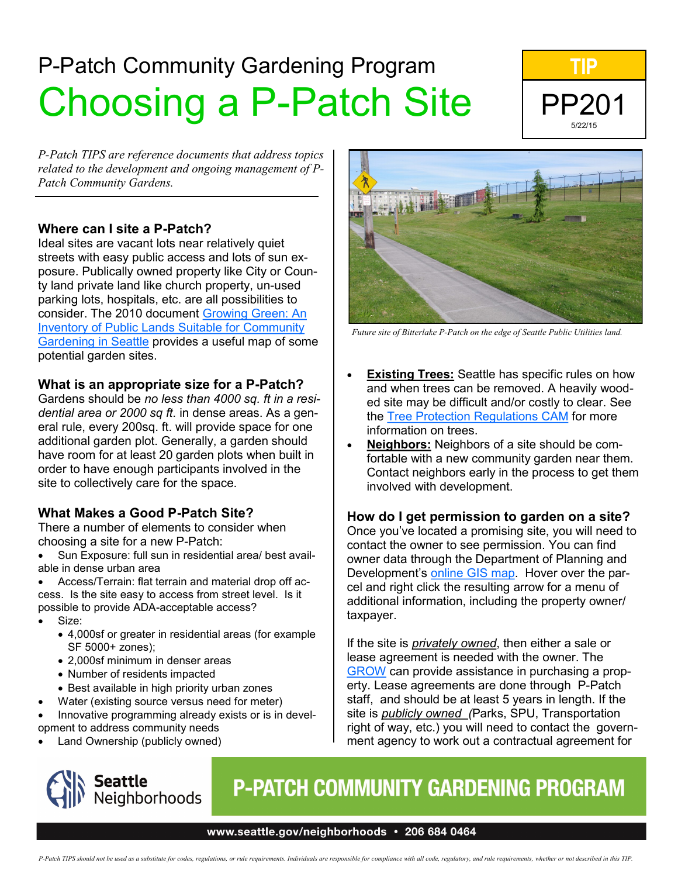P-Patch Community Gardening Program

# Choosing a P-Patch Site

**TIP**

**PP201**

5/22/15

*P-Patch TIPS are reference documents that address topics related to the development and ongoing management of P-Patch Community Gardens.*

## Where can I site a P-Patch?

Ideal sites are vacant lots near relatively quiet streets with easy public access and lots of sun exposure. Publically owned property like City or County land private land like church property, un-used parking lots, hospitals, etc. are all possibilities to consider. The 2010 document Growing Green: An Inventory of Public Lands Suitable for Community Gardening in Seattle provides a useful map of some potential garden sites.

## What is an appropriate size for a P-Patch?

Gardens should be *no less than 4000 sq. ft in a residential area or 2000 sq ft.* in dense areas. As a general rule, every 200sq. ft. will provide space for one additional garden plot. Generally, a garden should have room for at least 20 garden plots when built in order to have enough participants involved in the site to collectively care for the space.

## What Makes a Good P-Patch Site?

There a number of elements to consider when choosing a site for a new P-Patch:

- Sun Exposure: full sun in residential area/ best available in dense urban area
- Access/Terrain: flat terrain and material drop off access. Is the site easy to access from street level. Is it possible to provide ADA-acceptable access?
- Size:
  - 4,000sf or greater in residential areas (for example SF 5000+ zones);
  - 2,000sf minimum in denser areas
  - Number of residents impacted
  - Best available in high priority urban zones
- Water (existing source versus need for meter)
- Innovative programming already exists or is in development to address community needs
- Land Ownership (publicly owned)

*Future site of Bitterlake P-Patch on the edge of Seattle Public Utilities land.*

- **Existing Trees:** Seattle has specific rules on how and when trees can be removed. A heavily wooded site may be difficult and/or costly to clear. See the Tree Protection Regulations CAM for more information on trees.
- **Neighbors:** Neighbors of a site should be comfortable with a new community garden near them. Contact neighbors early in the process to get them involved with development.

## How do I get permission to garden on a site?

Once you've located a promising site, you will need to contact the owner to see permission. You can find owner data through the Department of Planning and Development's online GIS map. Hover over the parcel and right click the resulting arrow for a menu of additional information, including the property owner/taxpayer.

If the site is *privately owned*, then either a sale or lease agreement is needed with the owner. The GROW can provide assistance in purchasing a property. Lease agreements are done through P-Patch staff, and should be at least 5 years in length. If the site is *publicly owned* (Parks, SPU, Transportation right of way, etc.) you will need to contact the government agency to work out a contractual agreement for

Seattle Neighborhoods

P-PATCH COMMUNITY GARDENING PROGRAM

www.seattle.gov/neighborhoods • 206 684 0464

*P-Patch TIPS should not be used as a substitute for codes, regulations, or rule requirements. Individuals are responsible for compliance with all code, regulatory, and rule requirements, whether or not described in this TIP.*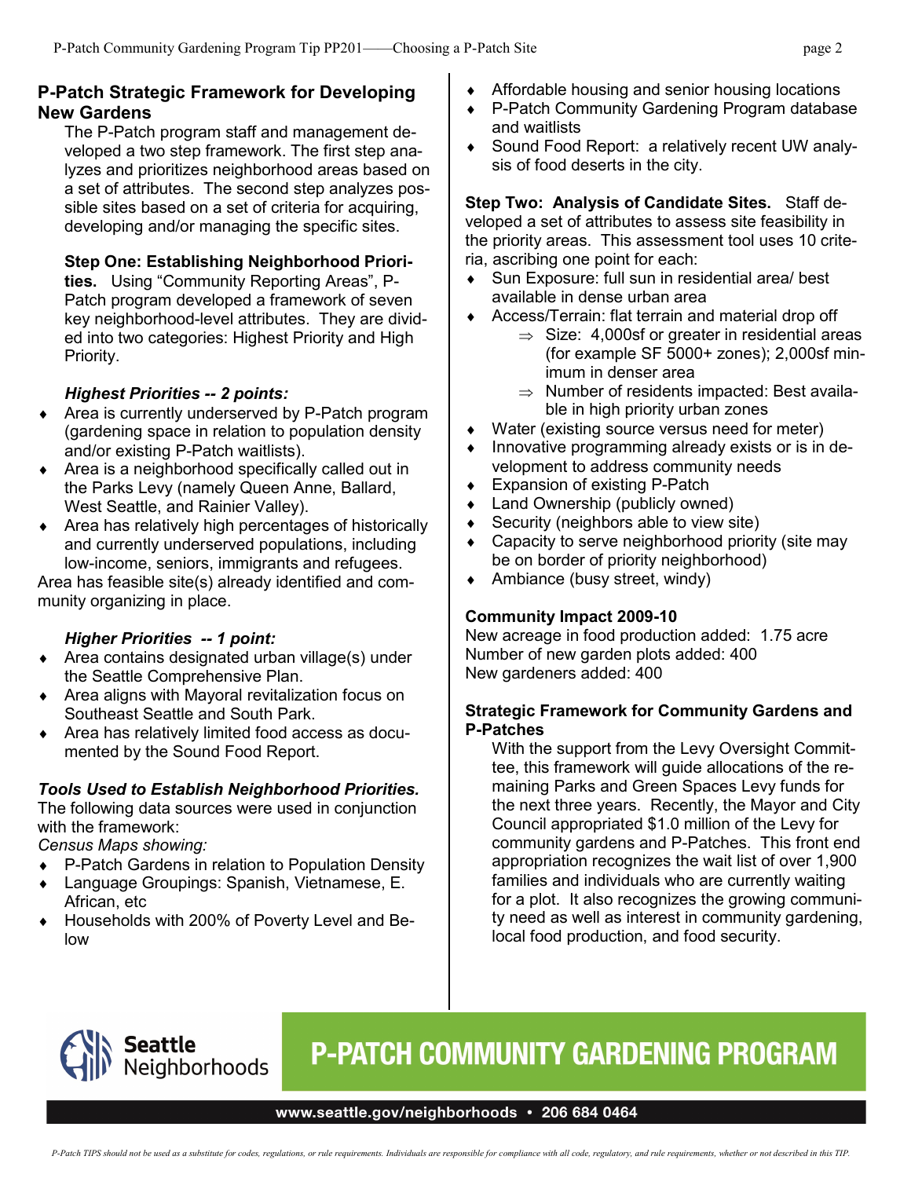## P-Patch Strategic Framework for Developing New Gardens

The P-Patch program staff and management developed a two step framework. The first step analyzes and prioritizes neighborhood areas based on a set of attributes. The second step analyzes possible sites based on a set of criteria for acquiring, developing and/or managing the specific sites.

**Step One: Establishing Neighborhood Priorities.** Using "Community Reporting Areas", P-Patch program developed a framework of seven key neighborhood-level attributes. They are divided into two categories: Highest Priority and High Priority.

***Highest Priorities -- 2 points:***

- Area is currently underserved by P-Patch program (gardening space in relation to population density and/or existing P-Patch waitlists).
- Area is a neighborhood specifically called out in the Parks Levy (namely Queen Anne, Ballard, West Seattle, and Rainier Valley).
- Area has relatively high percentages of historically and currently underserved populations, including low-income, seniors, immigrants and refugees.

Area has feasible site(s) already identified and community organizing in place.

***Higher Priorities -- 1 point:***

- Area contains designated urban village(s) under the Seattle Comprehensive Plan.
- Area aligns with Mayoral revitalization focus on Southeast Seattle and South Park.
- Area has relatively limited food access as documented by the Sound Food Report.

***Tools Used to Establish Neighborhood Priorities.***
The following data sources were used in conjunction with the framework:

*Census Maps showing:*

- P-Patch Gardens in relation to Population Density
- Language Groupings: Spanish, Vietnamese, E. African, etc
- Households with 200% of Poverty Level and Below
- Affordable housing and senior housing locations
- P-Patch Community Gardening Program database and waitlists
- Sound Food Report: a relatively recent UW analysis of food deserts in the city.

**Step Two: Analysis of Candidate Sites.** Staff developed a set of attributes to assess site feasibility in the priority areas. This assessment tool uses 10 criteria, ascribing one point for each:

- Sun Exposure: full sun in residential area/ best available in dense urban area
- Access/Terrain: flat terrain and material drop off
  - ⇒ Size: 4,000sf or greater in residential areas (for example SF 5000+ zones); 2,000sf minimum in denser area
  - ⇒ Number of residents impacted: Best available in high priority urban zones
- Water (existing source versus need for meter)
- Innovative programming already exists or is in development to address community needs
- Expansion of existing P-Patch
- Land Ownership (publicly owned)
- Security (neighbors able to view site)
- Capacity to serve neighborhood priority (site may be on border of priority neighborhood)
- Ambiance (busy street, windy)

**Community Impact 2009-10**
New acreage in food production added: 1.75 acre
Number of new garden plots added: 400
New gardeners added: 400

**Strategic Framework for Community Gardens and P-Patches**

With the support from the Levy Oversight Committee, this framework will guide allocations of the remaining Parks and Green Spaces Levy funds for the next three years. Recently, the Mayor and City Council appropriated $1.0 million of the Levy for community gardens and P-Patches. This front end appropriation recognizes the wait list of over 1,900 families and individuals who are currently waiting for a plot. It also recognizes the growing community need as well as interest in community gardening, local food production, and food security.

Seattle Neighborhoods

P-PATCH COMMUNITY GARDENING PROGRAM

www.seattle.gov/neighborhoods • 206 684 0464

*P-Patch TIPS should not be used as a substitute for codes, regulations, or rule requirements. Individuals are responsible for compliance with all code, regulatory, and rule requirements, whether or not described in this TIP.*